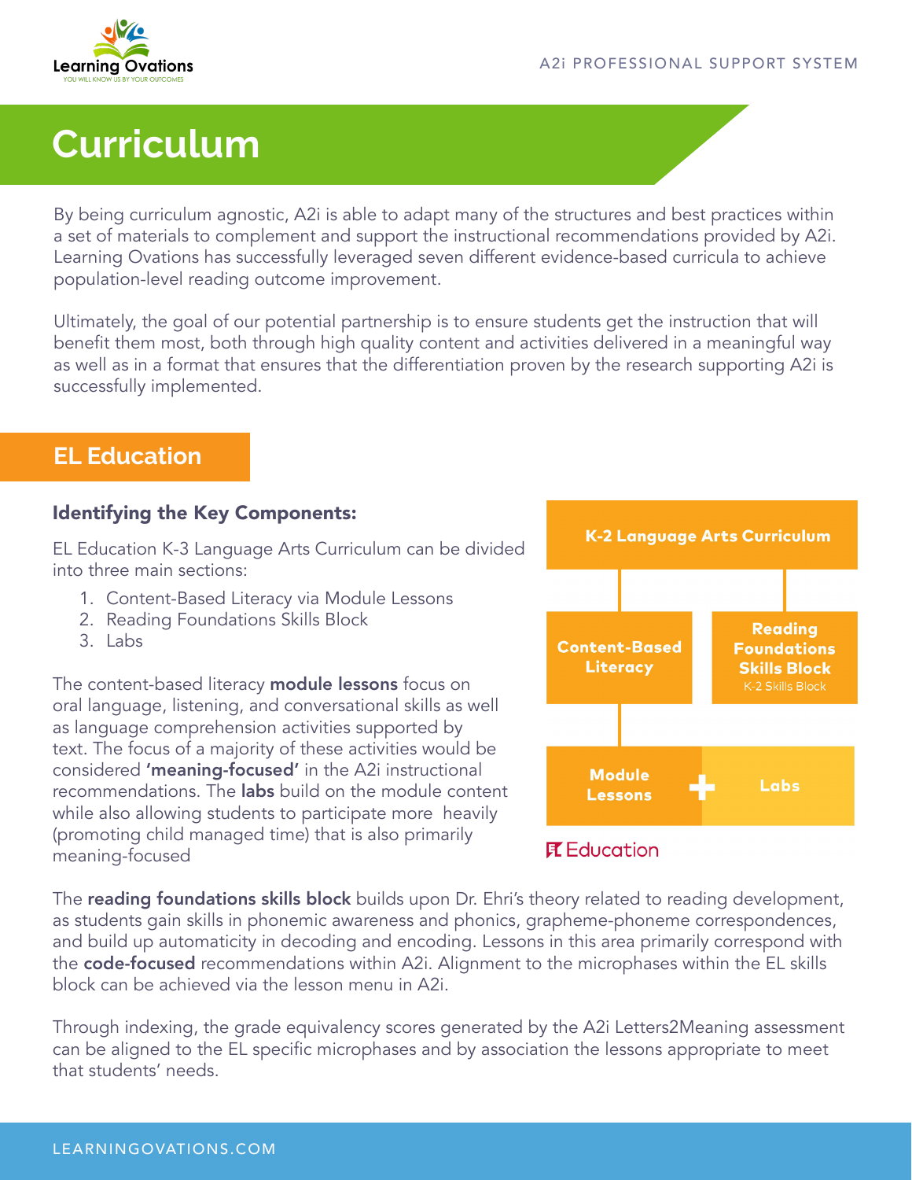# Curriculum

By being curriculum agnostic, A2i is able to adapt many of the structures and best practices within a set of materials to complement and support the instructional recommendations provided by A2i. Learning Ovations has successfully leveraged seven different evidence-based curricula to achieve population-level reading outcome improvement.

Ultimately, the goal of our potential partnership is to ensure students get the instruction that will benefit them most, both through high quality content and activities delivered in a meaningful way as well as in a format that ensures that the differentiation proven by the research supporting A2i is successfully implemented.

## EL Education

### Identifying the Key Components:

EL Education K-3 Language Arts Curriculum can be divided into three main sections:

1. Content-Based Literacy via Module Lessons
2. Reading Foundations Skills Block
3. Labs

K-2 Language Arts Curriculum

- Content-Based Literacy
  - Module Lessons + Labs
- Reading Foundations Skills Block (K-2 Skills Block)

EL Education

The content-based literacy **module lessons** focus on oral language, listening, and conversational skills as well as language comprehension activities supported by text. The focus of a majority of these activities would be considered **'meaning-focused'** in the A2i instructional recommendations. The **labs** build on the module content while also allowing students to participate more heavily (promoting child managed time) that is also primarily meaning-focused

The **reading foundations skills block** builds upon Dr. Ehri's theory related to reading development, as students gain skills in phonemic awareness and phonics, grapheme-phoneme correspondences, and build up automaticity in decoding and encoding. Lessons in this area primarily correspond with the **code-focused** recommendations within A2i. Alignment to the microphases within the EL skills block can be achieved via the lesson menu in A2i.

Through indexing, the grade equivalency scores generated by the A2i Letters2Meaning assessment can be aligned to the EL specific microphases and by association the lessons appropriate to meet that students' needs.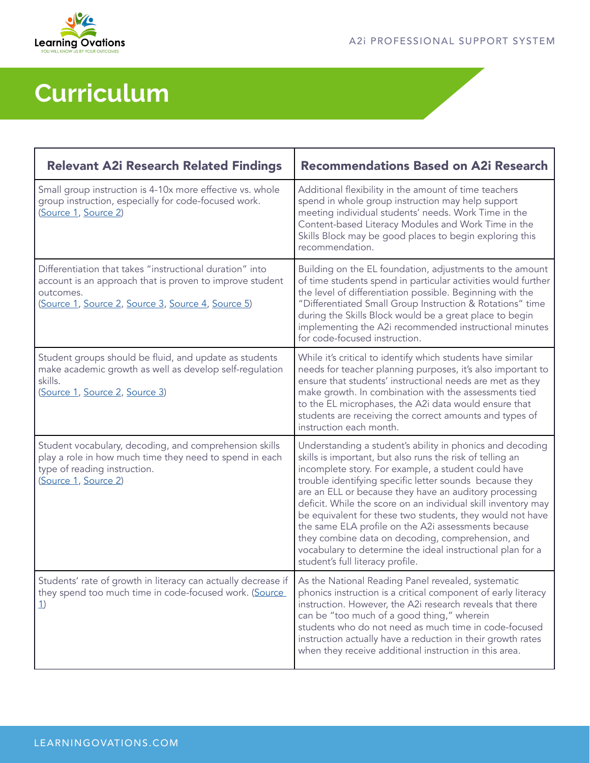# Curriculum

| Relevant A2i Research Related Findings | Recommendations Based on A2i Research |
| --- | --- |
| Small group instruction is 4-10x more effective vs. whole group instruction, especially for code-focused work. (Source 1, Source 2) | Additional flexibility in the amount of time teachers spend in whole group instruction may help support meeting individual students' needs. Work Time in the Content-based Literacy Modules and Work Time in the Skills Block may be good places to begin exploring this recommendation. |
| Differentiation that takes "instructional duration" into account is an approach that is proven to improve student outcomes. (Source 1, Source 2, Source 3, Source 4, Source 5) | Building on the EL foundation, adjustments to the amount of time students spend in particular activities would further the level of differentiation possible. Beginning with the "Differentiated Small Group Instruction & Rotations" time during the Skills Block would be a great place to begin implementing the A2i recommended instructional minutes for code-focused instruction. |
| Student groups should be fluid, and update as students make academic growth as well as develop self-regulation skills. (Source 1, Source 2, Source 3) | While it's critical to identify which students have similar needs for teacher planning purposes, it's also important to ensure that students' instructional needs are met as they make growth. In combination with the assessments tied to the EL microphases, the A2i data would ensure that students are receiving the correct amounts and types of instruction each month. |
| Student vocabulary, decoding, and comprehension skills play a role in how much time they need to spend in each type of reading instruction. (Source 1, Source 2) | Understanding a student's ability in phonics and decoding skills is important, but also runs the risk of telling an incomplete story. For example, a student could have trouble identifying specific letter sounds because they are an ELL or because they have an auditory processing deficit. While the score on an individual skill inventory may be equivalent for these two students, they would not have the same ELA profile on the A2i assessments because they combine data on decoding, comprehension, and vocabulary to determine the ideal instructional plan for a student's full literacy profile. |
| Students' rate of growth in literacy can actually decrease if they spend too much time in code-focused work. (Source 1) | As the National Reading Panel revealed, systematic phonics instruction is a critical component of early literacy instruction. However, the A2i research reveals that there can be "too much of a good thing," wherein students who do not need as much time in code-focused instruction actually have a reduction in their growth rates when they receive additional instruction in this area. |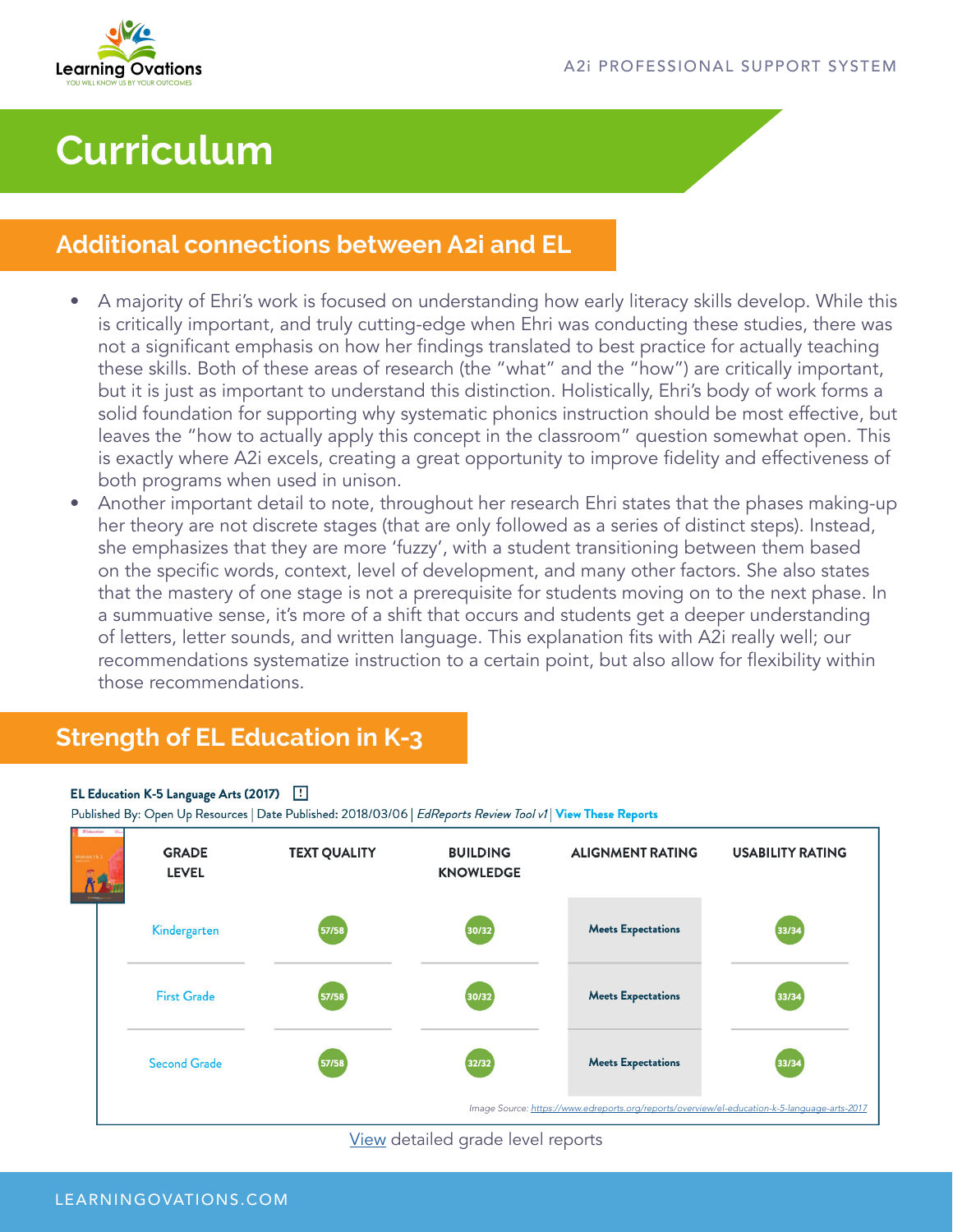# Curriculum

## Additional connections between A2i and EL

- A majority of Ehri's work is focused on understanding how early literacy skills develop. While this is critically important, and truly cutting-edge when Ehri was conducting these studies, there was not a significant emphasis on how her findings translated to best practice for actually teaching these skills. Both of these areas of research (the "what" and the "how") are critically important, but it is just as important to understand this distinction. Holistically, Ehri's body of work forms a solid foundation for supporting why systematic phonics instruction should be most effective, but leaves the "how to actually apply this concept in the classroom" question somewhat open. This is exactly where A2i excels, creating a great opportunity to improve fidelity and effectiveness of both programs when used in unison.
- Another important detail to note, throughout her research Ehri states that the phases making-up her theory are not discrete stages (that are only followed as a series of distinct steps). Instead, she emphasizes that they are more 'fuzzy', with a student transitioning between them based on the specific words, context, level of development, and many other factors. She also states that the mastery of one stage is not a prerequisite for students moving on to the next phase. In a summative sense, it's more of a shift that occurs and students get a deeper understanding of letters, letter sounds, and written language. This explanation fits with A2i really well; our recommendations systematize instruction to a certain point, but also allow for flexibility within those recommendations.

## Strength of EL Education in K-3

**EL Education K-5 Language Arts (2017)**

Published By: Open Up Resources | Date Published: 2018/03/06 | *EdReports Review Tool v1* | **View These Reports**

| GRADE LEVEL | TEXT QUALITY | BUILDING KNOWLEDGE | ALIGNMENT RATING | USABILITY RATING |
|---|---|---|---|---|
| Kindergarten | 57/58 | 30/32 | Meets Expectations | 33/34 |
| First Grade | 57/58 | 30/32 | Meets Expectations | 33/34 |
| Second Grade | 57/58 | 32/32 | Meets Expectations | 33/34 |

Image Source: https://www.edreports.org/reports/overview/el-education-k-5-language-arts-2017

View detailed grade level reports